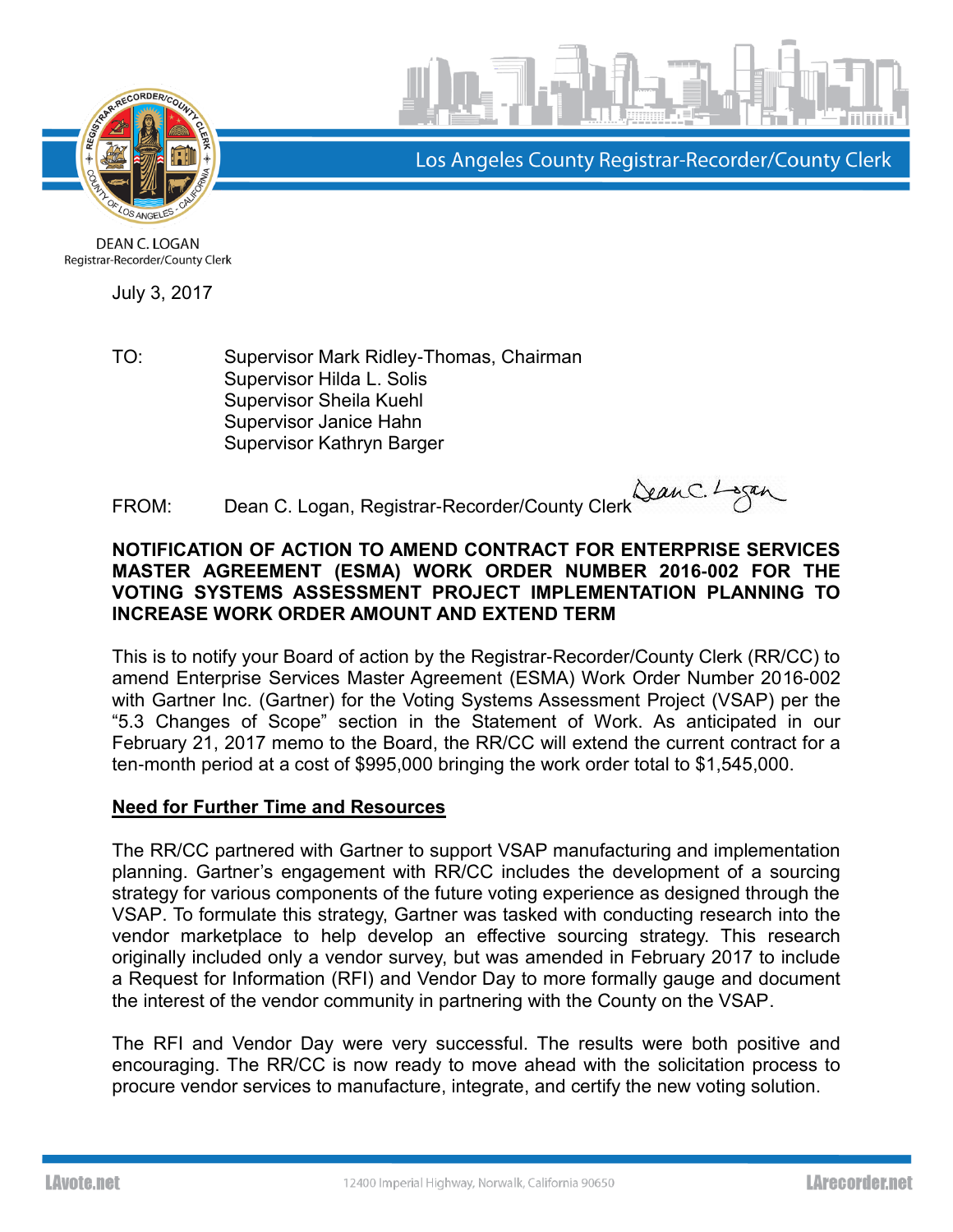Los Angeles County Registrar-Recorder/County Clerk

DEAN C. LOGAN
Registrar-Recorder/County Clerk

July 3, 2017

TO: Supervisor Mark Ridley-Thomas, Chairman
Supervisor Hilda L. Solis
Supervisor Sheila Kuehl
Supervisor Janice Hahn
Supervisor Kathryn Barger

FROM: Dean C. Logan, Registrar-Recorder/County Clerk

**NOTIFICATION OF ACTION TO AMEND CONTRACT FOR ENTERPRISE SERVICES MASTER AGREEMENT (ESMA) WORK ORDER NUMBER 2016-002 FOR THE VOTING SYSTEMS ASSESSMENT PROJECT IMPLEMENTATION PLANNING TO INCREASE WORK ORDER AMOUNT AND EXTEND TERM**

This is to notify your Board of action by the Registrar-Recorder/County Clerk (RR/CC) to amend Enterprise Services Master Agreement (ESMA) Work Order Number 2016-002 with Gartner Inc. (Gartner) for the Voting Systems Assessment Project (VSAP) per the "5.3 Changes of Scope" section in the Statement of Work. As anticipated in our February 21, 2017 memo to the Board, the RR/CC will extend the current contract for a ten-month period at a cost of $995,000 bringing the work order total to $1,545,000.

**<u>Need for Further Time and Resources</u>**

The RR/CC partnered with Gartner to support VSAP manufacturing and implementation planning. Gartner's engagement with RR/CC includes the development of a sourcing strategy for various components of the future voting experience as designed through the VSAP. To formulate this strategy, Gartner was tasked with conducting research into the vendor marketplace to help develop an effective sourcing strategy. This research originally included only a vendor survey, but was amended in February 2017 to include a Request for Information (RFI) and Vendor Day to more formally gauge and document the interest of the vendor community in partnering with the County on the VSAP.

The RFI and Vendor Day were very successful. The results were both positive and encouraging. The RR/CC is now ready to move ahead with the solicitation process to procure vendor services to manufacture, integrate, and certify the new voting solution.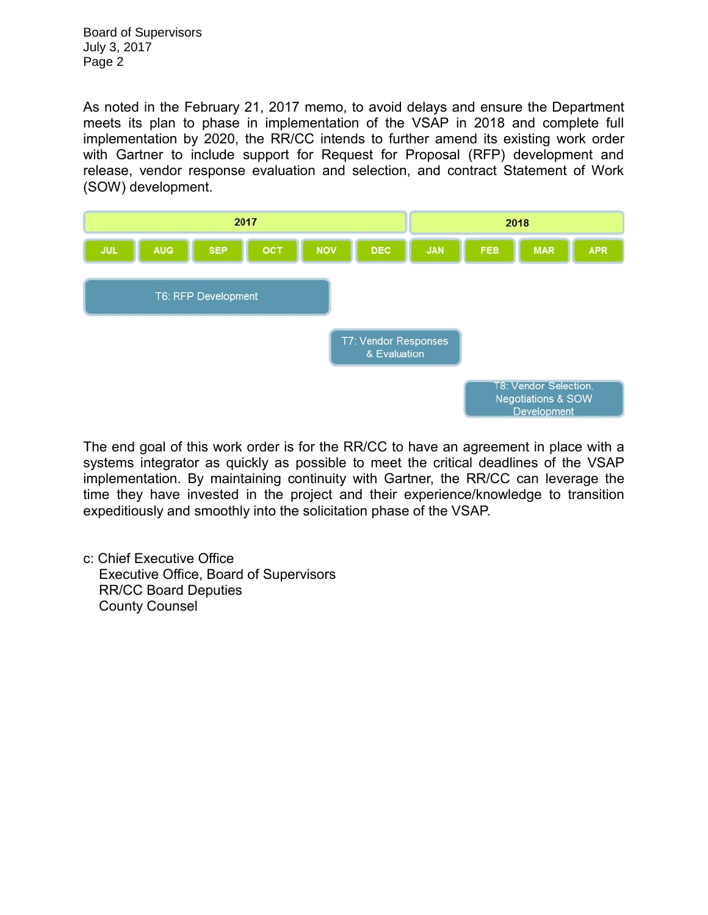As noted in the February 21, 2017 memo, to avoid delays and ensure the Department meets its plan to phase in implementation of the VSAP in 2018 and complete full implementation by 2020, the RR/CC intends to further amend its existing work order with Gartner to include support for Request for Proposal (RFP) development and release, vendor response evaluation and selection, and contract Statement of Work (SOW) development.

2017
2018
JUL AUG SEP OCT NOV DEC JAN FEB MAR APR

T6: RFP Development

T7: Vendor Responses & Evaluation

T8: Vendor Selection, Negotiations & SOW Development

The end goal of this work order is for the RR/CC to have an agreement in place with a systems integrator as quickly as possible to meet the critical deadlines of the VSAP implementation. By maintaining continuity with Gartner, the RR/CC can leverage the time they have invested in the project and their experience/knowledge to transition expeditiously and smoothly into the solicitation phase of the VSAP.

c: Chief Executive Office
Executive Office, Board of Supervisors
RR/CC Board Deputies
County Counsel